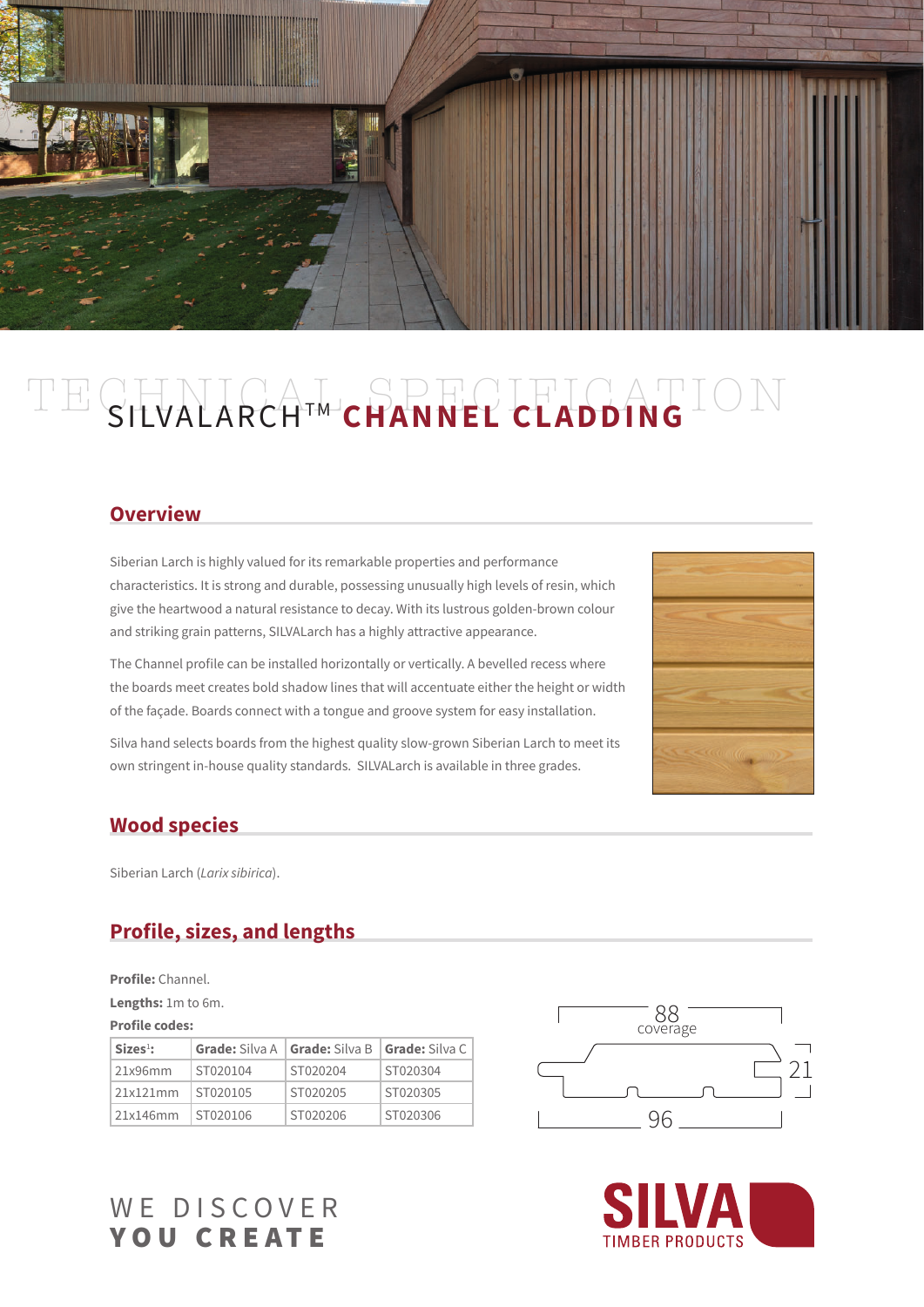# TECHNICAL SPECIFICATION

# SILVALARCH™ CHANNEL CLADDING

## Overview

Siberian Larch is highly valued for its remarkable properties and performance characteristics. It is strong and durable, possessing unusually high levels of resin, which give the heartwood a natural resistance to decay. With its lustrous golden-brown colour and striking grain patterns, SILVALarch has a highly attractive appearance.

The Channel profile can be installed horizontally or vertically. A bevelled recess where the boards meet creates bold shadow lines that will accentuate either the height or width of the façade. Boards connect with a tongue and groove system for easy installation.

Silva hand selects boards from the highest quality slow-grown Siberian Larch to meet its own stringent in-house quality standards. SILVALarch is available in three grades.

## Wood species

Siberian Larch (*Larix sibirica*).

## Profile, sizes, and lengths

**Profile:** Channel.

**Lengths:** 1m to 6m.

**Profile codes:**

| **Sizes**[1]**:** | **Grade:** Silva A | **Grade:** Silva B | **Grade:** Silva C |
|---|---|---|---|
| 21x96mm | ST020104 | ST020204 | ST020304 |
| 21x121mm | ST020105 | ST020205 | ST020305 |
| 21x146mm | ST020106 | ST020206 | ST020306 |

88 coverage

21

96

WE DISCOVER
**YOU CREATE**

SILVA TIMBER PRODUCTS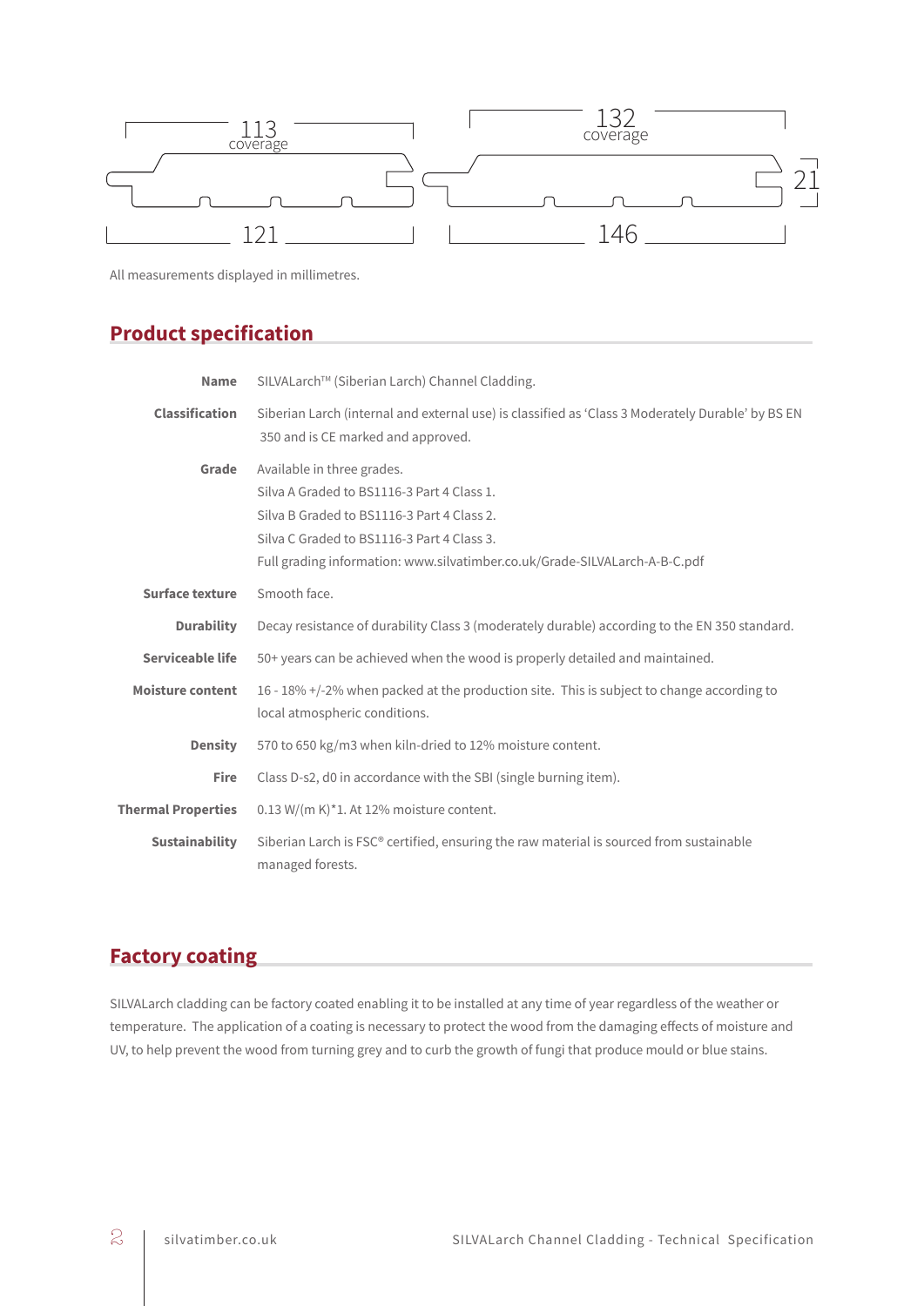113 coverage

132 coverage

121

146

21

All measurements displayed in millimetres.

## Product specification

| | |
|---|---|
| **Name** | SILVALarch™ (Siberian Larch) Channel Cladding. |
| **Classification** | Siberian Larch (internal and external use) is classified as 'Class 3 Moderately Durable' by BS EN 350 and is CE marked and approved. |
| **Grade** | Available in three grades.<br>Silva A Graded to BS1116-3 Part 4 Class 1.<br>Silva B Graded to BS1116-3 Part 4 Class 2.<br>Silva C Graded to BS1116-3 Part 4 Class 3.<br>Full grading information: www.silvatimber.co.uk/Grade-SILVALarch-A-B-C.pdf |
| **Surface texture** | Smooth face. |
| **Durability** | Decay resistance of durability Class 3 (moderately durable) according to the EN 350 standard. |
| **Serviceable life** | 50+ years can be achieved when the wood is properly detailed and maintained. |
| **Moisture content** | 16 - 18% +/-2% when packed at the production site. This is subject to change according to local atmospheric conditions. |
| **Density** | 570 to 650 kg/m3 when kiln-dried to 12% moisture content. |
| **Fire** | Class D-s2, d0 in accordance with the SBI (single burning item). |
| **Thermal Properties** | 0.13 W/(m K)*1. At 12% moisture content. |
| **Sustainability** | Siberian Larch is FSC® certified, ensuring the raw material is sourced from sustainable managed forests. |

## Factory coating

SILVALarch cladding can be factory coated enabling it to be installed at any time of year regardless of the weather or temperature. The application of a coating is necessary to protect the wood from the damaging effects of moisture and UV, to help prevent the wood from turning grey and to curb the growth of fungi that produce mould or blue stains.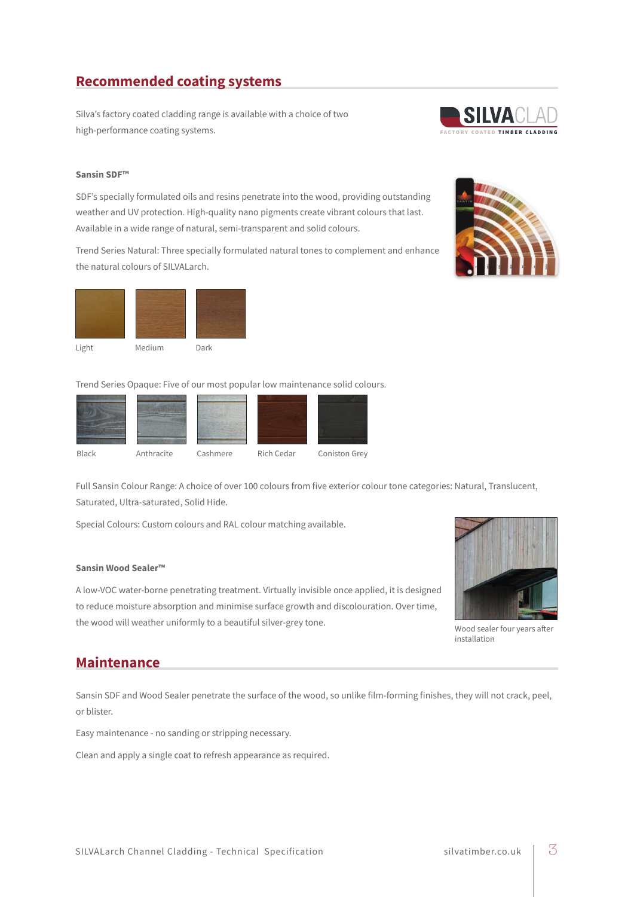## Recommended coating systems

Silva's factory coated cladding range is available with a choice of two high-performance coating systems.

### Sansin SDF™

SDF's specially formulated oils and resins penetrate into the wood, providing outstanding weather and UV protection. High-quality nano pigments create vibrant colours that last. Available in a wide range of natural, semi-transparent and solid colours.

Trend Series Natural: Three specially formulated natural tones to complement and enhance the natural colours of SILVALarch.

Light

Medium

Dark

Trend Series Opaque: Five of our most popular low maintenance solid colours.

Black

Anthracite

Cashmere

Rich Cedar

Coniston Grey

Full Sansin Colour Range: A choice of over 100 colours from five exterior colour tone categories: Natural, Translucent, Saturated, Ultra-saturated, Solid Hide.

Special Colours: Custom colours and RAL colour matching available.

### Sansin Wood Sealer™

A low-VOC water-borne penetrating treatment. Virtually invisible once applied, it is designed to reduce moisture absorption and minimise surface growth and discolouration. Over time, the wood will weather uniformly to a beautiful silver-grey tone.

Wood sealer four years after installation

## Maintenance

Sansin SDF and Wood Sealer penetrate the surface of the wood, so unlike film-forming finishes, they will not crack, peel, or blister.

Easy maintenance - no sanding or stripping necessary.

Clean and apply a single coat to refresh appearance as required.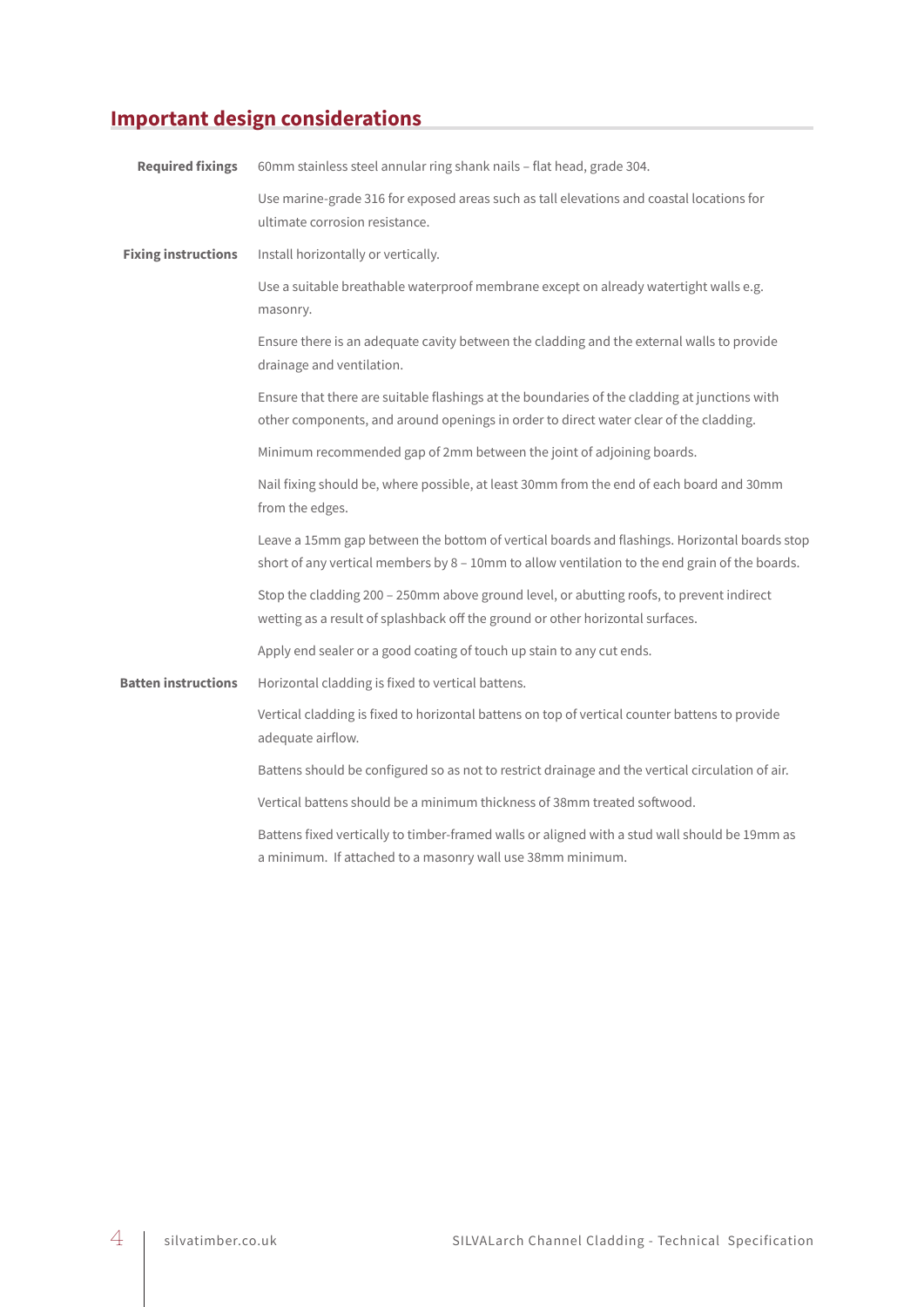## Important design considerations

| | |
|---|---|
| **Required fixings** | 60mm stainless steel annular ring shank nails – flat head, grade 304. |
| | Use marine-grade 316 for exposed areas such as tall elevations and coastal locations for ultimate corrosion resistance. |
| **Fixing instructions** | Install horizontally or vertically. |
| | Use a suitable breathable waterproof membrane except on already watertight walls e.g. masonry. |
| | Ensure there is an adequate cavity between the cladding and the external walls to provide drainage and ventilation. |
| | Ensure that there are suitable flashings at the boundaries of the cladding at junctions with other components, and around openings in order to direct water clear of the cladding. |
| | Minimum recommended gap of 2mm between the joint of adjoining boards. |
| | Nail fixing should be, where possible, at least 30mm from the end of each board and 30mm from the edges. |
| | Leave a 15mm gap between the bottom of vertical boards and flashings. Horizontal boards stop short of any vertical members by 8 – 10mm to allow ventilation to the end grain of the boards. |
| | Stop the cladding 200 – 250mm above ground level, or abutting roofs, to prevent indirect wetting as a result of splashback off the ground or other horizontal surfaces. |
| | Apply end sealer or a good coating of touch up stain to any cut ends. |
| **Batten instructions** | Horizontal cladding is fixed to vertical battens. |
| | Vertical cladding is fixed to horizontal battens on top of vertical counter battens to provide adequate airflow. |
| | Battens should be configured so as not to restrict drainage and the vertical circulation of air. |
| | Vertical battens should be a minimum thickness of 38mm treated softwood. |
| | Battens fixed vertically to timber-framed walls or aligned with a stud wall should be 19mm as a minimum. If attached to a masonry wall use 38mm minimum. |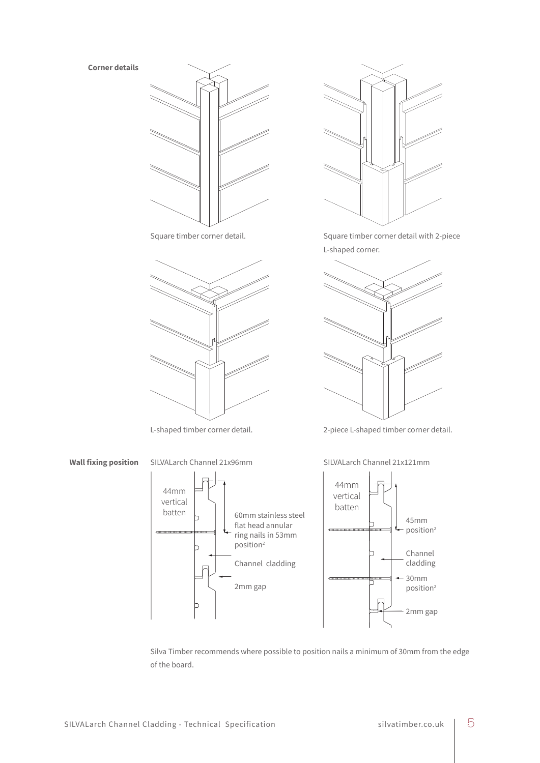**Corner details**

Square timber corner detail.

Square timber corner detail with 2-piece L-shaped corner.

L-shaped timber corner detail.

2-piece L-shaped timber corner detail.

**Wall fixing position**

SILVALarch Channel 21x96mm

44mm vertical batten

60mm stainless steel flat head annular ring nails in 53mm position[2]

Channel cladding

2mm gap

SILVALarch Channel 21x121mm

44mm vertical batten

45mm position[2]

Channel cladding

30mm position[2]

2mm gap

Silva Timber recommends where possible to position nails a minimum of 30mm from the edge of the board.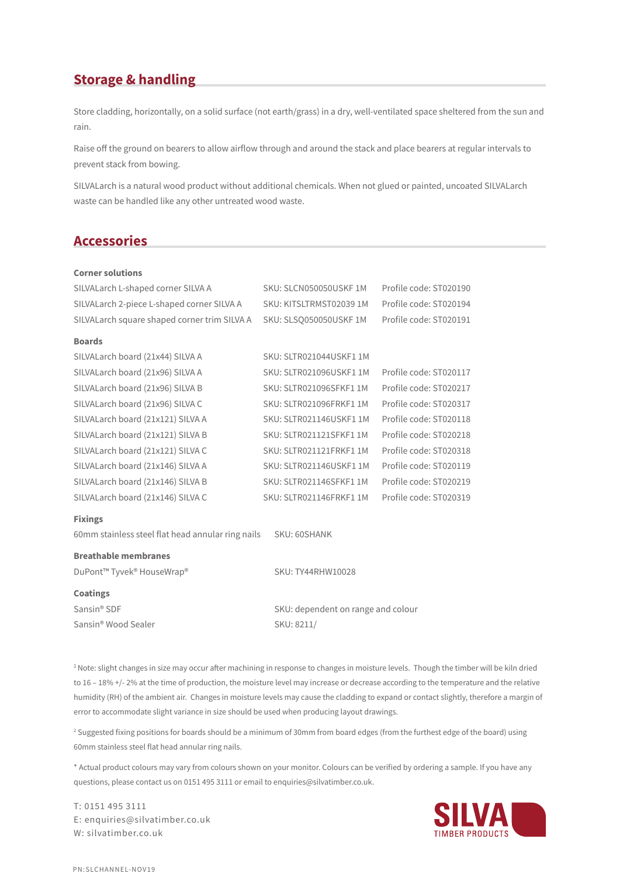## Storage & handling

Store cladding, horizontally, on a solid surface (not earth/grass) in a dry, well-ventilated space sheltered from the sun and rain.

Raise off the ground on bearers to allow airflow through and around the stack and place bearers at regular intervals to prevent stack from bowing.

SILVALarch is a natural wood product without additional chemicals. When not glued or painted, uncoated SILVALarch waste can be handled like any other untreated wood waste.

## Accessories

| | | |
|---|---|---|
| **Corner solutions** | | |
| SILVALarch L-shaped corner SILVA A | SKU: SLCN050050USKF 1M | Profile code: ST020190 |
| SILVALarch 2-piece L-shaped corner SILVA A | SKU: KITSLTRMST02039 1M | Profile code: ST020194 |
| SILVALarch square shaped corner trim SILVA A | SKU: SLSQ050050USKF 1M | Profile code: ST020191 |
| **Boards** | | |
| SILVALarch board (21x44) SILVA A | SKU: SLTR021044USKF1 1M | |
| SILVALarch board (21x96) SILVA A | SKU: SLTR021096USKF1 1M | Profile code: ST020117 |
| SILVALarch board (21x96) SILVA B | SKU: SLTR021096SFKF1 1M | Profile code: ST020217 |
| SILVALarch board (21x96) SILVA C | SKU: SLTR021096FRKF1 1M | Profile code: ST020317 |
| SILVALarch board (21x121) SILVA A | SKU: SLTR021146USKF1 1M | Profile code: ST020118 |
| SILVALarch board (21x121) SILVA B | SKU: SLTR021121SFKF1 1M | Profile code: ST020218 |
| SILVALarch board (21x121) SILVA C | SKU: SLTR021121FRKF1 1M | Profile code: ST020318 |
| SILVALarch board (21x146) SILVA A | SKU: SLTR021146USKF1 1M | Profile code: ST020119 |
| SILVALarch board (21x146) SILVA B | SKU: SLTR021146SFKF1 1M | Profile code: ST020219 |
| SILVALarch board (21x146) SILVA C | SKU: SLTR021146FRKF1 1M | Profile code: ST020319 |
| **Fixings** | | |
| 60mm stainless steel flat head annular ring nails | SKU: 60SHANK | |
| **Breathable membranes** | | |
| DuPont™ Tyvek® HouseWrap® | SKU: TY44RHW10028 | |
| **Coatings** | | |
| Sansin® SDF | SKU: dependent on range and colour | |
| Sansin® Wood Sealer | SKU: 8211/ | |

[1] Note: slight changes in size may occur after machining in response to changes in moisture levels. Though the timber will be kiln dried to 16 – 18% +/- 2% at the time of production, the moisture level may increase or decrease according to the temperature and the relative humidity (RH) of the ambient air. Changes in moisture levels may cause the cladding to expand or contact slightly, therefore a margin of error to accommodate slight variance in size should be used when producing layout drawings.

[2] Suggested fixing positions for boards should be a minimum of 30mm from board edges (from the furthest edge of the board) using 60mm stainless steel flat head annular ring nails.

* Actual product colours may vary from colours shown on your monitor. Colours can be verified by ordering a sample. If you have any questions, please contact us on 0151 495 3111 or email to enquiries@silvatimber.co.uk.

T: 0151 495 3111
E: enquiries@silvatimber.co.uk
W: silvatimber.co.uk

SILVA TIMBER PRODUCTS

PN:SLCHANNEL-NOV19